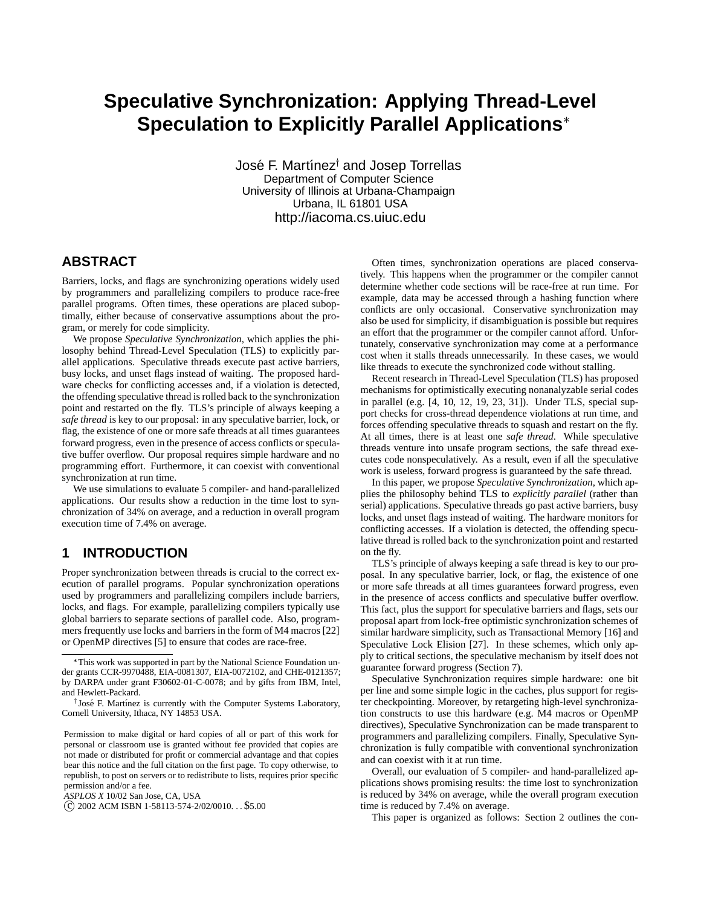# Speculative Synchronization: Applying Thread-Level Speculation to Explicitly Parallel Applications*

José F. Martínez[†] and Josep Torrellas
Department of Computer Science
University of Illinois at Urbana-Champaign
Urbana, IL 61801 USA
http://iacoma.cs.uiuc.edu

## ABSTRACT

Barriers, locks, and flags are synchronizing operations widely used by programmers and parallelizing compilers to produce race-free parallel programs. Often times, these operations are placed suboptimally, either because of conservative assumptions about the program, or merely for code simplicity.

We propose *Speculative Synchronization*, which applies the philosophy behind Thread-Level Speculation (TLS) to explicitly parallel applications. Speculative threads execute past active barriers, busy locks, and unset flags instead of waiting. The proposed hardware checks for conflicting accesses and, if a violation is detected, the offending speculative thread is rolled back to the synchronization point and restarted on the fly. TLS's principle of always keeping a *safe thread* is key to our proposal: in any speculative barrier, lock, or flag, the existence of one or more safe threads at all times guarantees forward progress, even in the presence of access conflicts or speculative buffer overflow. Our proposal requires simple hardware and no programming effort. Furthermore, it can coexist with conventional synchronization at run time.

We use simulations to evaluate 5 compiler- and hand-parallelized applications. Our results show a reduction in the time lost to synchronization of 34% on average, and a reduction in overall program execution time of 7.4% on average.

## 1 INTRODUCTION

Proper synchronization between threads is crucial to the correct execution of parallel programs. Popular synchronization operations used by programmers and parallelizing compilers include barriers, locks, and flags. For example, parallelizing compilers typically use global barriers to separate sections of parallel code. Also, programmers frequently use locks and barriers in the form of M4 macros [22] or OpenMP directives [5] to ensure that codes are race-free.

*This work was supported in part by the National Science Foundation under grants CCR-9970488, EIA-0081307, EIA-0072102, and CHE-0121357; by DARPA under grant F30602-01-C-0078; and by gifts from IBM, Intel, and Hewlett-Packard.

[†]José F. Martínez is currently with the Computer Systems Laboratory, Cornell University, Ithaca, NY 14853 USA.

Permission to make digital or hard copies of all or part of this work for personal or classroom use is granted without fee provided that copies are not made or distributed for profit or commercial advantage and that copies bear this notice and the full citation on the first page. To copy otherwise, to republish, to post on servers or to redistribute to lists, requires prior specific permission and/or a fee.
*ASPLOS X* 10/02 San Jose, CA, USA
© 2002 ACM ISBN 1-58113-574-2/02/0010. . . $5.00

Often times, synchronization operations are placed conservatively. This happens when the programmer or the compiler cannot determine whether code sections will be race-free at run time. For example, data may be accessed through a hashing function where conflicts are only occasional. Conservative synchronization may also be used for simplicity, if disambiguation is possible but requires an effort that the programmer or the compiler cannot afford. Unfortunately, conservative synchronization may come at a performance cost when it stalls threads unnecessarily. In these cases, we would like threads to execute the synchronized code without stalling.

Recent research in Thread-Level Speculation (TLS) has proposed mechanisms for optimistically executing nonanalyzable serial codes in parallel (e.g. [4, 10, 12, 19, 23, 31]). Under TLS, special support checks for cross-thread dependence violations at run time, and forces offending speculative threads to squash and restart on the fly. At all times, there is at least one *safe thread*. While speculative threads venture into unsafe program sections, the safe thread executes code nonspeculatively. As a result, even if all the speculative work is useless, forward progress is guaranteed by the safe thread.

In this paper, we propose *Speculative Synchronization*, which applies the philosophy behind TLS to *explicitly parallel* (rather than serial) applications. Speculative threads go past active barriers, busy locks, and unset flags instead of waiting. The hardware monitors for conflicting accesses. If a violation is detected, the offending speculative thread is rolled back to the synchronization point and restarted on the fly.

TLS's principle of always keeping a safe thread is key to our proposal. In any speculative barrier, lock, or flag, the existence of one or more safe threads at all times guarantees forward progress, even in the presence of access conflicts and speculative buffer overflow. This fact, plus the support for speculative barriers and flags, sets our proposal apart from lock-free optimistic synchronization schemes of similar hardware simplicity, such as Transactional Memory [16] and Speculative Lock Elision [27]. In these schemes, which only apply to critical sections, the speculative mechanism by itself does not guarantee forward progress (Section 7).

Speculative Synchronization requires simple hardware: one bit per line and some simple logic in the caches, plus support for register checkpointing. Moreover, by retargeting high-level synchronization constructs to use this hardware (e.g. M4 macros or OpenMP directives), Speculative Synchronization can be made transparent to programmers and parallelizing compilers. Finally, Speculative Synchronization is fully compatible with conventional synchronization and can coexist with it at run time.

Overall, our evaluation of 5 compiler- and hand-parallelized applications shows promising results: the time lost to synchronization is reduced by 34% on average, while the overall program execution time is reduced by 7.4% on average.

This paper is organized as follows: Section 2 outlines the con-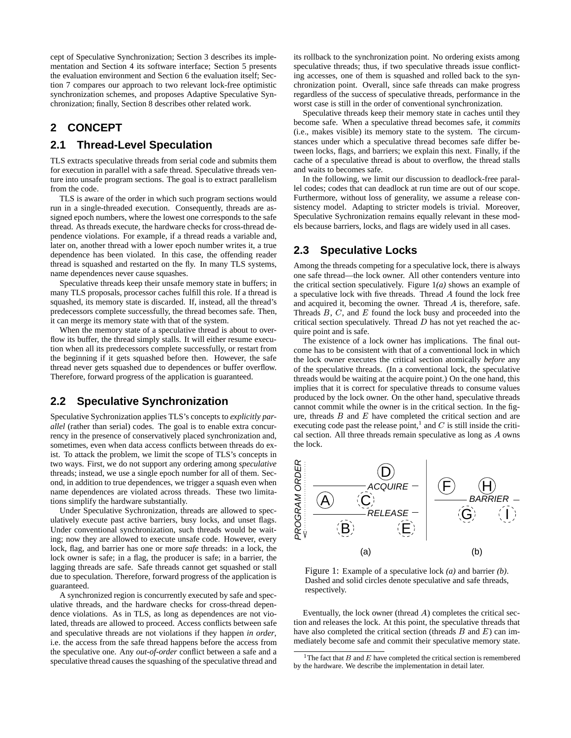cept of Speculative Synchronization; Section 3 describes its implementation and Section 4 its software interface; Section 5 presents the evaluation environment and Section 6 the evaluation itself; Section 7 compares our approach to two relevant lock-free optimistic synchronization schemes, and proposes Adaptive Speculative Synchronization; finally, Section 8 describes other related work.

# 2 CONCEPT

## 2.1 Thread-Level Speculation

TLS extracts speculative threads from serial code and submits them for execution in parallel with a safe thread. Speculative threads venture into unsafe program sections. The goal is to extract parallelism from the code.

TLS is aware of the order in which such program sections would run in a single-threaded execution. Consequently, threads are assigned epoch numbers, where the lowest one corresponds to the safe thread. As threads execute, the hardware checks for cross-thread dependence violations. For example, if a thread reads a variable and, later on, another thread with a lower epoch number writes it, a true dependence has been violated. In this case, the offending reader thread is squashed and restarted on the fly. In many TLS systems, name dependences never cause squashes.

Speculative threads keep their unsafe memory state in buffers; in many TLS proposals, processor caches fulfill this role. If a thread is squashed, its memory state is discarded. If, instead, all the thread's predecessors complete successfully, the thread becomes safe. Then, it can merge its memory state with that of the system.

When the memory state of a speculative thread is about to overflow its buffer, the thread simply stalls. It will either resume execution when all its predecessors complete successfully, or restart from the beginning if it gets squashed before then. However, the safe thread never gets squashed due to dependences or buffer overflow. Therefore, forward progress of the application is guaranteed.

## 2.2 Speculative Synchronization

Speculative Sychronization applies TLS's concepts to *explicitly parallel* (rather than serial) codes. The goal is to enable extra concurrency in the presence of conservatively placed synchronization and, sometimes, even when data access conflicts between threads do exist. To attack the problem, we limit the scope of TLS's concepts in two ways. First, we do not support any ordering among *speculative* threads; instead, we use a single epoch number for all of them. Second, in addition to true dependences, we trigger a squash even when name dependences are violated across threads. These two limitations simplify the hardware substantially.

Under Speculative Sychronization, threads are allowed to speculatively execute past active barriers, busy locks, and unset flags. Under conventional synchronization, such threads would be waiting; now they are allowed to execute unsafe code. However, every lock, flag, and barrier has one or more *safe* threads: in a lock, the lock owner is safe; in a flag, the producer is safe; in a barrier, the lagging threads are safe. Safe threads cannot get squashed or stall due to speculation. Therefore, forward progress of the application is guaranteed.

A synchronized region is concurrently executed by safe and speculative threads, and the hardware checks for cross-thread dependence violations. As in TLS, as long as dependences are not violated, threads are allowed to proceed. Access conflicts between safe and speculative threads are not violations if they happen *in order*, i.e. the access from the safe thread happens before the access from the speculative one. Any *out-of-order* conflict between a safe and a speculative thread causes the squashing of the speculative thread and its rollback to the synchronization point. No ordering exists among speculative threads; thus, if two speculative threads issue conflicting accesses, one of them is squashed and rolled back to the synchronization point. Overall, since safe threads can make progress regardless of the success of speculative threads, performance in the worst case is still in the order of conventional synchronization.

Speculative threads keep their memory state in caches until they become safe. When a speculative thread becomes safe, it *commits* (i.e., makes visible) its memory state to the system. The circumstances under which a speculative thread becomes safe differ between locks, flags, and barriers; we explain this next. Finally, if the cache of a speculative thread is about to overflow, the thread stalls and waits to becomes safe.

In the following, we limit our discussion to deadlock-free parallel codes; codes that can deadlock at run time are out of our scope. Furthermore, without loss of generality, we assume a release consistency model. Adapting to stricter models is trivial. Moreover, Speculative Sychronization remains equally relevant in these models because barriers, locks, and flags are widely used in all cases.

## 2.3 Speculative Locks

Among the threads competing for a speculative lock, there is always one safe thread—the lock owner. All other contenders venture into the critical section speculatively. Figure 1*(a)* shows an example of a speculative lock with five threads. Thread $A$ found the lock free and acquired it, becoming the owner. Thread $A$ is, therefore, safe. Threads $B$, $C$, and $E$ found the lock busy and proceeded into the critical section speculatively. Thread $D$ has not yet reached the acquire point and is safe.

The existence of a lock owner has implications. The final outcome has to be consistent with that of a conventional lock in which the lock owner executes the critical section atomically *before* any of the speculative threads. (In a conventional lock, the speculative threads would be waiting at the acquire point.) On the one hand, this implies that it is correct for speculative threads to consume values produced by the lock owner. On the other hand, speculative threads cannot commit while the owner is in the critical section. In the figure, threads $B$ and $E$ have completed the critical section and are executing code past the release point,[1] and $C$ is still inside the critical section. All three threads remain speculative as long as $A$ owns the lock.

PROGRAM ORDER
D
ACQUIRE
A C
RELEASE
B E
(a)
F H
BARRIER
G I
(b)

Figure 1: Example of a speculative lock *(a)* and barrier *(b)*. Dashed and solid circles denote speculative and safe threads, respectively.

Eventually, the lock owner (thread $A$) completes the critical section and releases the lock. At this point, the speculative threads that have also completed the critical section (threads $B$ and $E$) can immediately become safe and commit their speculative memory state.

[1] The fact that $B$ and $E$ have completed the critical section is remembered by the hardware. We describe the implementation in detail later.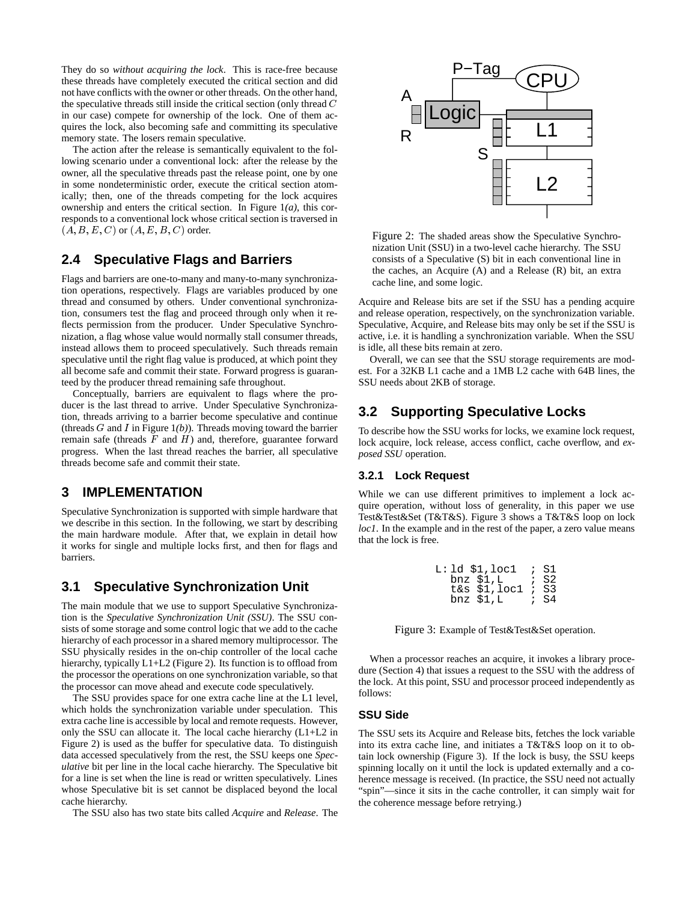They do so *without acquiring the lock*. This is race-free because these threads have completely executed the critical section and did not have conflicts with the owner or other threads. On the other hand, the speculative threads still inside the critical section (only thread $C$ in our case) compete for ownership of the lock. One of them acquires the lock, also becoming safe and committing its speculative memory state. The losers remain speculative.

The action after the release is semantically equivalent to the following scenario under a conventional lock: after the release by the owner, all the speculative threads past the release point, one by one in some nondeterministic order, execute the critical section atomically; then, one of the threads competing for the lock acquires ownership and enters the critical section. In Figure 1*(a)*, this corresponds to a conventional lock whose critical section is traversed in $(A, B, E, C)$ or $(A, E, B, C)$ order.

## 2.4 Speculative Flags and Barriers

Flags and barriers are one-to-many and many-to-many synchronization operations, respectively. Flags are variables produced by one thread and consumed by others. Under conventional synchronization, consumers test the flag and proceed through only when it reflects permission from the producer. Under Speculative Synchronization, a flag whose value would normally stall consumer threads, instead allows them to proceed speculatively. Such threads remain speculative until the right flag value is produced, at which point they all become safe and commit their state. Forward progress is guaranteed by the producer thread remaining safe throughout.

Conceptually, barriers are equivalent to flags where the producer is the last thread to arrive. Under Speculative Synchronization, threads arriving to a barrier become speculative and continue (threads $G$ and $I$ in Figure 1*(b)*). Threads moving toward the barrier remain safe (threads $F$ and $H$) and, therefore, guarantee forward progress. When the last thread reaches the barrier, all speculative threads become safe and commit their state.

# 3 IMPLEMENTATION

Speculative Synchronization is supported with simple hardware that we describe in this section. In the following, we start by describing the main hardware module. After that, we explain in detail how it works for single and multiple locks first, and then for flags and barriers.

## 3.1 Speculative Synchronization Unit

The main module that we use to support Speculative Synchronization is the *Speculative Synchronization Unit (SSU)*. The SSU consists of some storage and some control logic that we add to the cache hierarchy of each processor in a shared memory multiprocessor. The SSU physically resides in the on-chip controller of the local cache hierarchy, typically L1+L2 (Figure 2). Its function is to offload from the processor the operations on one synchronization variable, so that the processor can move ahead and execute code speculatively.

The SSU provides space for one extra cache line at the L1 level, which holds the synchronization variable under speculation. This extra cache line is accessible by local and remote requests. However, only the SSU can allocate it. The local cache hierarchy (L1+L2 in Figure 2) is used as the buffer for speculative data. To distinguish data accessed speculatively from the rest, the SSU keeps one *Speculative* bit per line in the local cache hierarchy. The Speculative bit for a line is set when the line is read or written speculatively. Lines whose Speculative bit is set cannot be displaced beyond the local cache hierarchy.

The SSU also has two state bits called *Acquire* and *Release*. The Acquire and Release bits are set if the SSU has a pending acquire and release operation, respectively, on the synchronization variable. Speculative, Acquire, and Release bits may only be set if the SSU is active, i.e. it is handling a synchronization variable. When the SSU is idle, all these bits remain at zero.

Overall, we can see that the SSU storage requirements are modest. For a 32KB L1 cache and a 1MB L2 cache with 64B lines, the SSU needs about 2KB of storage.

P−Tag
CPU
A
Logic
L1
R
S
L2

Figure 2: The shaded areas show the Speculative Synchronization Unit (SSU) in a two-level cache hierarchy. The SSU consists of a Speculative (S) bit in each conventional line in the caches, an Acquire (A) and a Release (R) bit, an extra cache line, and some logic.

## 3.2 Supporting Speculative Locks

To describe how the SSU works for locks, we examine lock request, lock acquire, lock release, access conflict, cache overflow, and *exposed SSU* operation.

### 3.2.1 Lock Request

While we can use different primitives to implement a lock acquire operation, without loss of generality, in this paper we use Test&Test&Set (T&T&S). Figure 3 shows a T&T&S loop on lock *loc1*. In the example and in the rest of the paper, a zero value means that the lock is free.

```
L: ld $1,loc1  ; S1
   bnz $1,L    ; S2
   t&s $1,loc1 ; S3
   bnz $1,L    ; S4
```

Figure 3: Example of Test&Test&Set operation.

When a processor reaches an acquire, it invokes a library procedure (Section 4) that issues a request to the SSU with the address of the lock. At this point, SSU and processor proceed independently as follows:

#### SSU Side

The SSU sets its Acquire and Release bits, fetches the lock variable into its extra cache line, and initiates a T&T&S loop on it to obtain lock ownership (Figure 3). If the lock is busy, the SSU keeps spinning locally on it until the lock is updated externally and a coherence message is received. (In practice, the SSU need not actually "spin"—since it sits in the cache controller, it can simply wait for the coherence message before retrying.)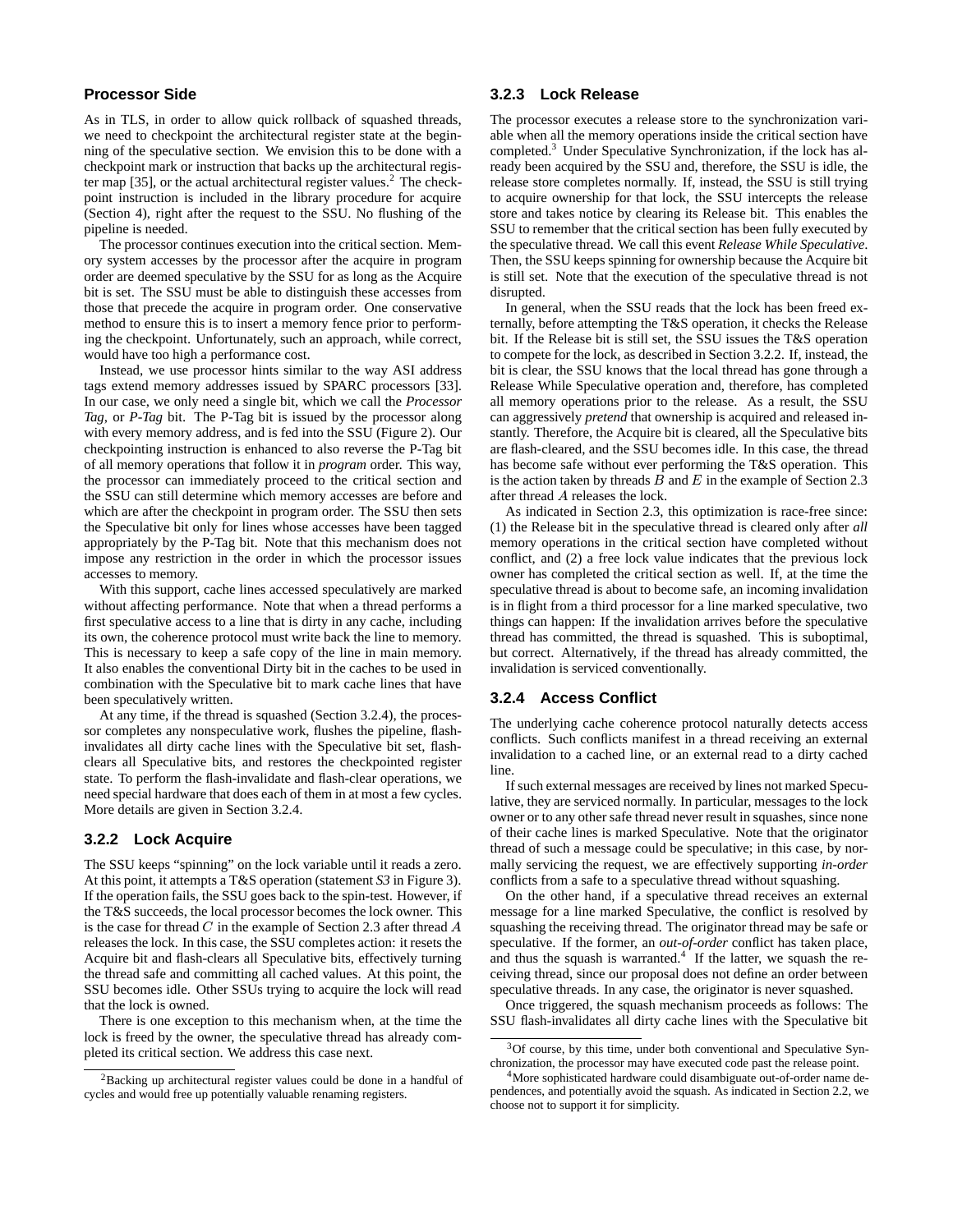#### Processor Side

As in TLS, in order to allow quick rollback of squashed threads, we need to checkpoint the architectural register state at the beginning of the speculative section. We envision this to be done with a checkpoint mark or instruction that backs up the architectural register map [35], or the actual architectural register values.[2] The checkpoint instruction is included in the library procedure for acquire (Section 4), right after the request to the SSU. No flushing of the pipeline is needed.

The processor continues execution into the critical section. Memory system accesses by the processor after the acquire in program order are deemed speculative by the SSU for as long as the Acquire bit is set. The SSU must be able to distinguish these accesses from those that precede the acquire in program order. One conservative method to ensure this is to insert a memory fence prior to performing the checkpoint. Unfortunately, such an approach, while correct, would have too high a performance cost.

Instead, we use processor hints similar to the way ASI address tags extend memory addresses issued by SPARC processors [33]. In our case, we only need a single bit, which we call the *Processor Tag*, or *P-Tag* bit. The P-Tag bit is issued by the processor along with every memory address, and is fed into the SSU (Figure 2). Our checkpointing instruction is enhanced to also reverse the P-Tag bit of all memory operations that follow it in *program* order. This way, the processor can immediately proceed to the critical section and the SSU can still determine which memory accesses are before and which are after the checkpoint in program order. The SSU then sets the Speculative bit only for lines whose accesses have been tagged appropriately by the P-Tag bit. Note that this mechanism does not impose any restriction in the order in which the processor issues accesses to memory.

With this support, cache lines accessed speculatively are marked without affecting performance. Note that when a thread performs a first speculative access to a line that is dirty in any cache, including its own, the coherence protocol must write back the line to memory. This is necessary to keep a safe copy of the line in main memory. It also enables the conventional Dirty bit in the caches to be used in combination with the Speculative bit to mark cache lines that have been speculatively written.

At any time, if the thread is squashed (Section 3.2.4), the processor completes any nonspeculative work, flushes the pipeline, flash-invalidates all dirty cache lines with the Speculative bit set, flash-clears all Speculative bits, and restores the checkpointed register state. To perform the flash-invalidate and flash-clear operations, we need special hardware that does each of them in at most a few cycles. More details are given in Section 3.2.4.

### 3.2.2 Lock Acquire

The SSU keeps "spinning" on the lock variable until it reads a zero. At this point, it attempts a T&S operation (statement *S3* in Figure 3). If the operation fails, the SSU goes back to the spin-test. However, if the T&S succeeds, the local processor becomes the lock owner. This is the case for thread $C$ in the example of Section 2.3 after thread $A$ releases the lock. In this case, the SSU completes action: it resets the Acquire bit and flash-clears all Speculative bits, effectively turning the thread safe and committing all cached values. At this point, the SSU becomes idle. Other SSUs trying to acquire the lock will read that the lock is owned.

There is one exception to this mechanism when, at the time the lock is freed by the owner, the speculative thread has already completed its critical section. We address this case next.

### 3.2.3 Lock Release

The processor executes a release store to the synchronization variable when all the memory operations inside the critical section have completed.[3] Under Speculative Synchronization, if the lock has already been acquired by the SSU and, therefore, the SSU is idle, the release store completes normally. If, instead, the SSU is still trying to acquire ownership for that lock, the SSU intercepts the release store and takes notice by clearing its Release bit. This enables the SSU to remember that the critical section has been fully executed by the speculative thread. We call this event *Release While Speculative*. Then, the SSU keeps spinning for ownership because the Acquire bit is still set. Note that the execution of the speculative thread is not disrupted.

In general, when the SSU reads that the lock has been freed externally, before attempting the T&S operation, it checks the Release bit. If the Release bit is still set, the SSU issues the T&S operation to compete for the lock, as described in Section 3.2.2. If, instead, the bit is clear, the SSU knows that the local thread has gone through a Release While Speculative operation and, therefore, has completed all memory operations prior to the release. As a result, the SSU can aggressively *pretend* that ownership is acquired and released instantly. Therefore, the Acquire bit is cleared, all the Speculative bits are flash-cleared, and the SSU becomes idle. In this case, the thread has become safe without ever performing the T&S operation. This is the action taken by threads $B$ and $E$ in the example of Section 2.3 after thread $A$ releases the lock.

As indicated in Section 2.3, this optimization is race-free since: (1) the Release bit in the speculative thread is cleared only after *all* memory operations in the critical section have completed without conflict, and (2) a free lock value indicates that the previous lock owner has completed the critical section as well. If, at the time the speculative thread is about to become safe, an incoming invalidation is in flight from a third processor for a line marked speculative, two things can happen: If the invalidation arrives before the speculative thread has committed, the thread is squashed. This is suboptimal, but correct. Alternatively, if the thread has already committed, the invalidation is serviced conventionally.

### 3.2.4 Access Conflict

The underlying cache coherence protocol naturally detects access conflicts. Such conflicts manifest in a thread receiving an external invalidation to a cached line, or an external read to a dirty cached line.

If such external messages are received by lines not marked Speculative, they are serviced normally. In particular, messages to the lock owner or to any other safe thread never result in squashes, since none of their cache lines is marked Speculative. Note that the originator thread of such a message could be speculative; in this case, by normally servicing the request, we are effectively supporting *in-order* conflicts from a safe to a speculative thread without squashing.

On the other hand, if a speculative thread receives an external message for a line marked Speculative, the conflict is resolved by squashing the receiving thread. The originator thread may be safe or speculative. If the former, an *out-of-order* conflict has taken place, and thus the squash is warranted.[4] If the latter, we squash the receiving thread, since our proposal does not define an order between speculative threads. In any case, the originator is never squashed.

Once triggered, the squash mechanism proceeds as follows: The SSU flash-invalidates all dirty cache lines with the Speculative bit

---

[2] Backing up architectural register values could be done in a handful of cycles and would free up potentially valuable renaming registers.

[3] Of course, by this time, under both conventional and Speculative Synchronization, the processor may have executed code past the release point.

[4] More sophisticated hardware could disambiguate out-of-order name dependences, and potentially avoid the squash. As indicated in Section 2.2, we choose not to support it for simplicity.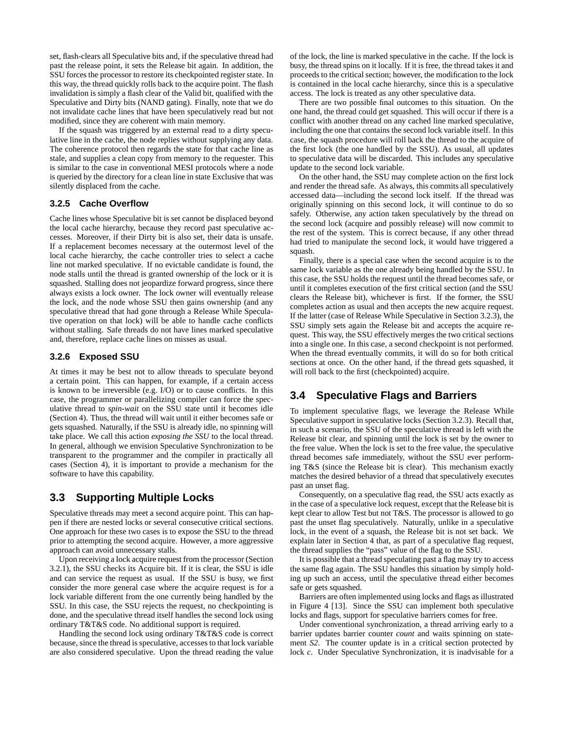set, flash-clears all Speculative bits and, if the speculative thread had past the release point, it sets the Release bit again. In addition, the SSU forces the processor to restore its checkpointed register state. In this way, the thread quickly rolls back to the acquire point. The flash invalidation is simply a flash clear of the Valid bit, qualified with the Speculative and Dirty bits (NAND gating). Finally, note that we do not invalidate cache lines that have been speculatively read but not modified, since they are coherent with main memory.

If the squash was triggered by an external read to a dirty speculative line in the cache, the node replies without supplying any data. The coherence protocol then regards the state for that cache line as stale, and supplies a clean copy from memory to the requester. This is similar to the case in conventional MESI protocols where a node is queried by the directory for a clean line in state Exclusive that was silently displaced from the cache.

### 3.2.5 Cache Overflow

Cache lines whose Speculative bit is set cannot be displaced beyond the local cache hierarchy, because they record past speculative accesses. Moreover, if their Dirty bit is also set, their data is unsafe. If a replacement becomes necessary at the outermost level of the local cache hierarchy, the cache controller tries to select a cache line not marked speculative. If no evictable candidate is found, the node stalls until the thread is granted ownership of the lock or it is squashed. Stalling does not jeopardize forward progress, since there always exists a lock owner. The lock owner will eventually release the lock, and the node whose SSU then gains ownership (and any speculative thread that had gone through a Release While Speculative operation on that lock) will be able to handle cache conflicts without stalling. Safe threads do not have lines marked speculative and, therefore, replace cache lines on misses as usual.

### 3.2.6 Exposed SSU

At times it may be best not to allow threads to speculate beyond a certain point. This can happen, for example, if a certain access is known to be irreversible (e.g. I/O) or to cause conflicts. In this case, the programmer or parallelizing compiler can force the speculative thread to *spin-wait* on the SSU state until it becomes idle (Section 4). Thus, the thread will wait until it either becomes safe or gets squashed. Naturally, if the SSU is already idle, no spinning will take place. We call this action *exposing the SSU* to the local thread. In general, although we envision Speculative Synchronization to be transparent to the programmer and the compiler in practically all cases (Section 4), it is important to provide a mechanism for the software to have this capability.

## 3.3 Supporting Multiple Locks

Speculative threads may meet a second acquire point. This can happen if there are nested locks or several consecutive critical sections. One approach for these two cases is to expose the SSU to the thread prior to attempting the second acquire. However, a more aggressive approach can avoid unnecessary stalls.

Upon receiving a lock acquire request from the processor (Section 3.2.1), the SSU checks its Acquire bit. If it is clear, the SSU is idle and can service the request as usual. If the SSU is busy, we first consider the more general case where the acquire request is for a lock variable different from the one currently being handled by the SSU. In this case, the SSU rejects the request, no checkpointing is done, and the speculative thread itself handles the second lock using ordinary T&T&S code. No additional support is required.

Handling the second lock using ordinary T&T&S code is correct because, since the thread is speculative, accesses to that lock variable are also considered speculative. Upon the thread reading the value of the lock, the line is marked speculative in the cache. If the lock is busy, the thread spins on it locally. If it is free, the thread takes it and proceeds to the critical section; however, the modification to the lock is contained in the local cache hierarchy, since this is a speculative access. The lock is treated as any other speculative data.

There are two possible final outcomes to this situation. On the one hand, the thread could get squashed. This will occur if there is a conflict with another thread on any cached line marked speculative, including the one that contains the second lock variable itself. In this case, the squash procedure will roll back the thread to the acquire of the first lock (the one handled by the SSU). As usual, all updates to speculative data will be discarded. This includes any speculative update to the second lock variable.

On the other hand, the SSU may complete action on the first lock and render the thread safe. As always, this commits all speculatively accessed data—including the second lock itself. If the thread was originally spinning on this second lock, it will continue to do so safely. Otherwise, any action taken speculatively by the thread on the second lock (acquire and possibly release) will now commit to the rest of the system. This is correct because, if any other thread had tried to manipulate the second lock, it would have triggered a squash.

Finally, there is a special case when the second acquire is to the same lock variable as the one already being handled by the SSU. In this case, the SSU holds the request until the thread becomes safe, or until it completes execution of the first critical section (and the SSU clears the Release bit), whichever is first. If the former, the SSU completes action as usual and then accepts the new acquire request. If the latter (case of Release While Speculative in Section 3.2.3), the SSU simply sets again the Release bit and accepts the acquire request. This way, the SSU effectively merges the two critical sections into a single one. In this case, a second checkpoint is not performed. When the thread eventually commits, it will do so for both critical sections at once. On the other hand, if the thread gets squashed, it will roll back to the first (checkpointed) acquire.

## 3.4 Speculative Flags and Barriers

To implement speculative flags, we leverage the Release While Speculative support in speculative locks (Section 3.2.3). Recall that, in such a scenario, the SSU of the speculative thread is left with the Release bit clear, and spinning until the lock is set by the owner to the free value. When the lock is set to the free value, the speculative thread becomes safe immediately, without the SSU ever performing T&S (since the Release bit is clear). This mechanism exactly matches the desired behavior of a thread that speculatively executes past an unset flag.

Consequently, on a speculative flag read, the SSU acts exactly as in the case of a speculative lock request, except that the Release bit is kept clear to allow Test but not T&S. The processor is allowed to go past the unset flag speculatively. Naturally, unlike in a speculative lock, in the event of a squash, the Release bit is not set back. We explain later in Section 4 that, as part of a speculative flag request, the thread supplies the "pass" value of the flag to the SSU.

It is possible that a thread speculating past a flag may try to access the same flag again. The SSU handles this situation by simply holding up such an access, until the speculative thread either becomes safe or gets squashed.

Barriers are often implemented using locks and flags as illustrated in Figure 4 [13]. Since the SSU can implement both speculative locks and flags, support for speculative barriers comes for free.

Under conventional synchronization, a thread arriving early to a barrier updates barrier counter *count* and waits spinning on statement *S2*. The counter update is in a critical section protected by lock *c*. Under Speculative Synchronization, it is inadvisable for a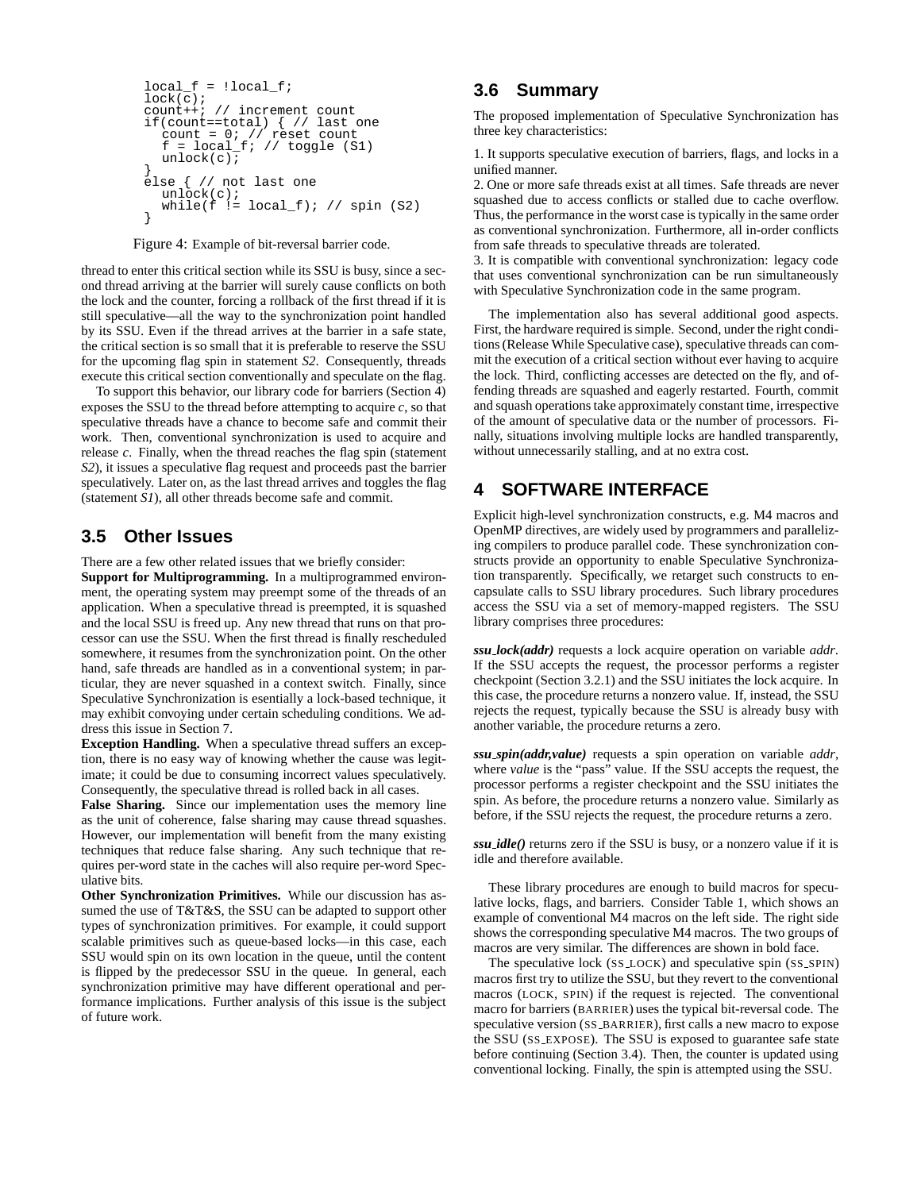```
local_f = !local_f;
lock(c);
count++; // increment count
if(count==total) { // last one
   count = 0; // reset count
   f = local_f; // toggle (S1)
   unlock(c);
}
else { // not last one
   unlock(c);
   while(f != local_f); // spin (S2)
}
```

Figure 4: Example of bit-reversal barrier code.

thread to enter this critical section while its SSU is busy, since a second thread arriving at the barrier will surely cause conflicts on both the lock and the counter, forcing a rollback of the first thread if it is still speculative—all the way to the synchronization point handled by its SSU. Even if the thread arrives at the barrier in a safe state, the critical section is so small that it is preferable to reserve the SSU for the upcoming flag spin in statement *S2*. Consequently, threads execute this critical section conventionally and speculate on the flag.

To support this behavior, our library code for barriers (Section 4) exposes the SSU to the thread before attempting to acquire *c*, so that speculative threads have a chance to become safe and commit their work. Then, conventional synchronization is used to acquire and release *c*. Finally, when the thread reaches the flag spin (statement *S2*), it issues a speculative flag request and proceeds past the barrier speculatively. Later on, as the last thread arrives and toggles the flag (statement *S1*), all other threads become safe and commit.

## 3.5 Other Issues

There are a few other related issues that we briefly consider:

**Support for Multiprogramming.** In a multiprogrammed environment, the operating system may preempt some of the threads of an application. When a speculative thread is preempted, it is squashed and the local SSU is freed up. Any new thread that runs on that processor can use the SSU. When the first thread is finally rescheduled somewhere, it resumes from the synchronization point. On the other hand, safe threads are handled as in a conventional system; in particular, they are never squashed in a context switch. Finally, since Speculative Synchronization is esentially a lock-based technique, it may exhibit convoying under certain scheduling conditions. We address this issue in Section 7.

**Exception Handling.** When a speculative thread suffers an exception, there is no easy way of knowing whether the cause was legitimate; it could be due to consuming incorrect values speculatively. Consequently, the speculative thread is rolled back in all cases.

**False Sharing.** Since our implementation uses the memory line as the unit of coherence, false sharing may cause thread squashes. However, our implementation will benefit from the many existing techniques that reduce false sharing. Any such technique that requires per-word state in the caches will also require per-word Speculative bits.

**Other Synchronization Primitives.** While our discussion has assumed the use of T&T&S, the SSU can be adapted to support other types of synchronization primitives. For example, it could support scalable primitives such as queue-based locks—in this case, each SSU would spin on its own location in the queue, until the content is flipped by the predecessor SSU in the queue. In general, each synchronization primitive may have different operational and performance implications. Further analysis of this issue is the subject of future work.

## 3.6 Summary

The proposed implementation of Speculative Synchronization has three key characteristics:

1. It supports speculative execution of barriers, flags, and locks in a unified manner.
2. One or more safe threads exist at all times. Safe threads are never squashed due to access conflicts or stalled due to cache overflow. Thus, the performance in the worst case is typically in the same order as conventional synchronization. Furthermore, all in-order conflicts from safe threads to speculative threads are tolerated.
3. It is compatible with conventional synchronization: legacy code that uses conventional synchronization can be run simultaneously with Speculative Synchronization code in the same program.

The implementation also has several additional good aspects. First, the hardware required is simple. Second, under the right conditions (Release While Speculative case), speculative threads can commit the execution of a critical section without ever having to acquire the lock. Third, conflicting accesses are detected on the fly, and offending threads are squashed and eagerly restarted. Fourth, commit and squash operations take approximately constant time, irrespective of the amount of speculative data or the number of processors. Finally, situations involving multiple locks are handled transparently, without unnecessarily stalling, and at no extra cost.

# 4 SOFTWARE INTERFACE

Explicit high-level synchronization constructs, e.g. M4 macros and OpenMP directives, are widely used by programmers and parallelizing compilers to produce parallel code. These synchronization constructs provide an opportunity to enable Speculative Synchronization transparently. Specifically, we retarget such constructs to encapsulate calls to SSU library procedures. Such library procedures access the SSU via a set of memory-mapped registers. The SSU library comprises three procedures:

***ssu_lock(addr)*** requests a lock acquire operation on variable *addr*. If the SSU accepts the request, the processor performs a register checkpoint (Section 3.2.1) and the SSU initiates the lock acquire. In this case, the procedure returns a nonzero value. If, instead, the SSU rejects the request, typically because the SSU is already busy with another variable, the procedure returns a zero.

***ssu_spin(addr,value)*** requests a spin operation on variable *addr*, where *value* is the "pass" value. If the SSU accepts the request, the processor performs a register checkpoint and the SSU initiates the spin. As before, the procedure returns a nonzero value. Similarly as before, if the SSU rejects the request, the procedure returns a zero.

***ssu_idle()*** returns zero if the SSU is busy, or a nonzero value if it is idle and therefore available.

These library procedures are enough to build macros for speculative locks, flags, and barriers. Consider Table 1, which shows an example of conventional M4 macros on the left side. The right side shows the corresponding speculative M4 macros. The two groups of macros are very similar. The differences are shown in bold face.

The speculative lock (SS_LOCK) and speculative spin (SS_SPIN) macros first try to utilize the SSU, but they revert to the conventional macros (LOCK, SPIN) if the request is rejected. The conventional macro for barriers (BARRIER) uses the typical bit-reversal code. The speculative version (SS_BARRIER), first calls a new macro to expose the SSU (SS_EXPOSE). The SSU is exposed to guarantee safe state before continuing (Section 3.4). Then, the counter is updated using conventional locking. Finally, the spin is attempted using the SSU.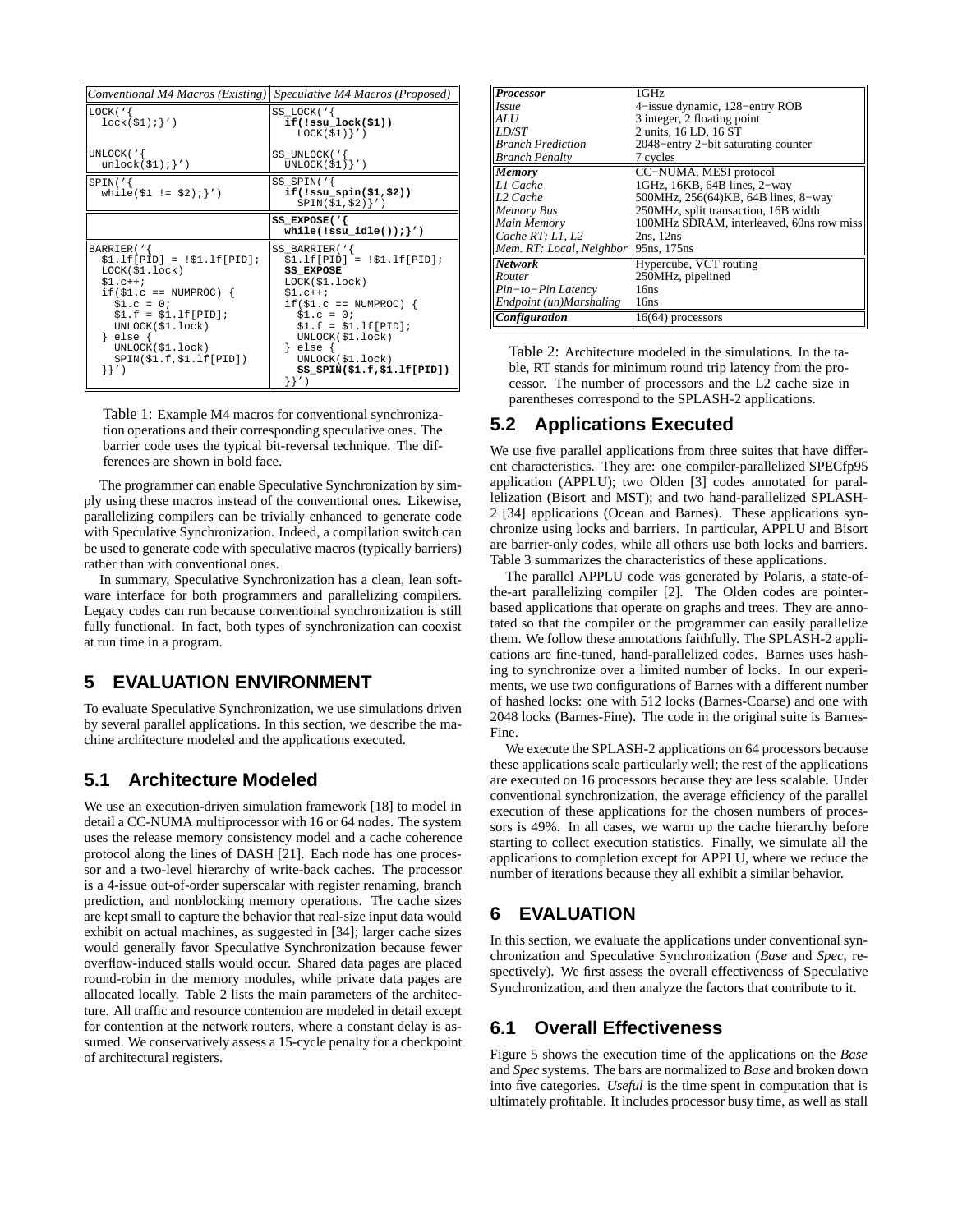| *Conventional M4 Macros (Existing)* | *Speculative M4 Macros (Proposed)* |
|---|---|
| `LOCK('{ lock($1);}')` | `SS_LOCK('{ ` **`if(!ssu_lock($1))`** ` LOCK($1)}')` |
| `UNLOCK('{ unlock($1);}')` | `SS_UNLOCK('{ UNLOCK($1)}')` |
| `SPIN('{ while($1 != $2);}')` | `SS_SPIN('{ ` **`if(!ssu_spin($1,$2))`** ` SPIN($1,$2)}')` |
| | **`SS_EXPOSE('{ while(!ssu_idle());}')`** |
| `BARRIER('{ $1.lf[PID] = !$1.lf[PID]; LOCK($1.lock) $1.c++; if($1.c == NUMPROC) { $1.c = 0; $1.f = $1.lf[PID]; UNLOCK($1.lock) } else { UNLOCK($1.lock) SPIN($1.f,$1.lf[PID]) }}')` | `SS_BARRIER('{ $1.lf[PID] = !$1.lf[PID]; ` **`SS_EXPOSE`** ` LOCK($1.lock) $1.c++; if($1.c == NUMPROC) { $1.c = 0; $1.f = $1.lf[PID]; UNLOCK($1.lock) } else { UNLOCK($1.lock) ` **`SS_SPIN($1.f,$1.lf[PID])`** ` }}')` |

Table 1: Example M4 macros for conventional synchronization operations and their corresponding speculative ones. The barrier code uses the typical bit-reversal technique. The differences are shown in bold face.

The programmer can enable Speculative Synchronization by simply using these macros instead of the conventional ones. Likewise, parallelizing compilers can be trivially enhanced to generate code with Speculative Synchronization. Indeed, a compilation switch can be used to generate code with speculative macros (typically barriers) rather than with conventional ones.

In summary, Speculative Synchronization has a clean, lean software interface for both programmers and parallelizing compilers. Legacy codes can run because conventional synchronization is still fully functional. In fact, both types of synchronization can coexist at run time in a program.

# 5 EVALUATION ENVIRONMENT

To evaluate Speculative Synchronization, we use simulations driven by several parallel applications. In this section, we describe the machine architecture modeled and the applications executed.

## 5.1 Architecture Modeled

We use an execution-driven simulation framework [18] to model in detail a CC-NUMA multiprocessor with 16 or 64 nodes. The system uses the release memory consistency model and a cache coherence protocol along the lines of DASH [21]. Each node has one processor and a two-level hierarchy of write-back caches. The processor is a 4-issue out-of-order superscalar with register renaming, branch prediction, and nonblocking memory operations. The cache sizes are kept small to capture the behavior that real-size input data would exhibit on actual machines, as suggested in [34]; larger cache sizes would generally favor Speculative Synchronization because fewer overflow-induced stalls would occur. Shared data pages are placed round-robin in the memory modules, while private data pages are allocated locally. Table 2 lists the main parameters of the architecture. All traffic and resource contention are modeled in detail except for contention at the network routers, where a constant delay is assumed. We conservatively assess a 15-cycle penalty for a checkpoint of architectural registers.

| | |
|---|---|
| ***Processor*** | 1GHz |
| *Issue* | 4−issue dynamic, 128−entry ROB |
| *ALU* | 3 integer, 2 floating point |
| *LD/ST* | 2 units, 16 LD, 16 ST |
| *Branch Prediction* | 2048−entry 2−bit saturating counter |
| *Branch Penalty* | 7 cycles |
| ***Memory*** | CC−NUMA, MESI protocol |
| *L1 Cache* | 1GHz, 16KB, 64B lines, 2−way |
| *L2 Cache* | 500MHz, 256(64)KB, 64B lines, 8−way |
| *Memory Bus* | 250MHz, split transaction, 16B width |
| *Main Memory* | 100MHz SDRAM, interleaved, 60ns row miss |
| *Cache RT: L1, L2* | 2ns, 12ns |
| *Mem. RT: Local, Neighbor* | 95ns, 175ns |
| ***Network*** | Hypercube, VCT routing |
| *Router* | 250MHz, pipelined |
| *Pin−to−Pin Latency* | 16ns |
| *Endpoint (un)Marshaling* | 16ns |
| ***Configuration*** | 16(64) processors |

Table 2: Architecture modeled in the simulations. In the table, RT stands for minimum round trip latency from the processor. The number of processors and the L2 cache size in parentheses correspond to the SPLASH-2 applications.

## 5.2 Applications Executed

We use five parallel applications from three suites that have different characteristics. They are: one compiler-parallelized SPECfp95 application (APPLU); two Olden [3] codes annotated for parallelization (Bisort and MST); and two hand-parallelized SPLASH-2 [34] applications (Ocean and Barnes). These applications synchronize using locks and barriers. In particular, APPLU and Bisort are barrier-only codes, while all others use both locks and barriers. Table 3 summarizes the characteristics of these applications.

The parallel APPLU code was generated by Polaris, a state-of-the-art parallelizing compiler [2]. The Olden codes are pointer-based applications that operate on graphs and trees. They are annotated so that the compiler or the programmer can easily parallelize them. We follow these annotations faithfully. The SPLASH-2 applications are fine-tuned, hand-parallelized codes. Barnes uses hashing to synchronize over a limited number of locks. In our experiments, we use two configurations of Barnes with a different number of hashed locks: one with 512 locks (Barnes-Coarse) and one with 2048 locks (Barnes-Fine). The code in the original suite is Barnes-Fine.

We execute the SPLASH-2 applications on 64 processors because these applications scale particularly well; the rest of the applications are executed on 16 processors because they are less scalable. Under conventional synchronization, the average efficiency of the parallel execution of these applications for the chosen numbers of processors is 49%. In all cases, we warm up the cache hierarchy before starting to collect execution statistics. Finally, we simulate all the applications to completion except for APPLU, where we reduce the number of iterations because they all exhibit a similar behavior.

# 6 EVALUATION

In this section, we evaluate the applications under conventional synchronization and Speculative Synchronization (*Base* and *Spec*, respectively). We first assess the overall effectiveness of Speculative Synchronization, and then analyze the factors that contribute to it.

## 6.1 Overall Effectiveness

Figure 5 shows the execution time of the applications on the *Base* and *Spec* systems. The bars are normalized to *Base* and broken down into five categories. *Useful* is the time spent in computation that is ultimately profitable. It includes processor busy time, as well as stall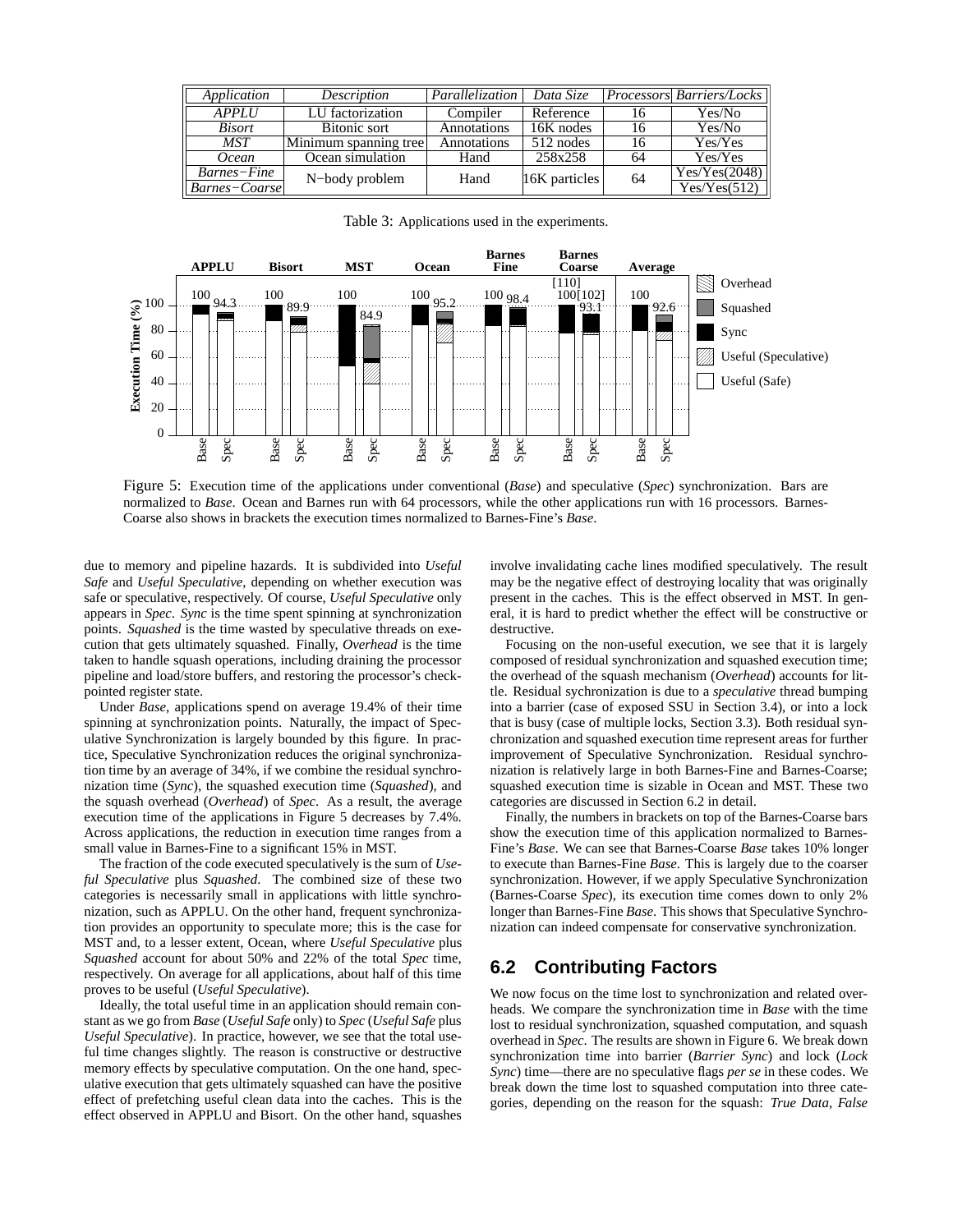| *Application* | *Description* | *Parallelization* | *Data Size* | *Processors* | *Barriers/Locks* |
|---|---|---|---|---|---|
| *APPLU* | LU factorization | Compiler | Reference | 16 | Yes/No |
| *Bisort* | Bitonic sort | Annotations | 16K nodes | 16 | Yes/No |
| *MST* | Minimum spanning tree | Annotations | 512 nodes | 16 | Yes/Yes |
| *Ocean* | Ocean simulation | Hand | 258x258 | 64 | Yes/Yes |
| *Barnes−Fine* | N−body problem | Hand | 16K particles | 64 | Yes/Yes(2048) |
| *Barnes−Coarse* | | | | | Yes/Yes(512) |

Table 3: Applications used in the experiments.

APPLU Bisort MST Ocean Barnes Fine Barnes Coarse Average

Execution Time (%)

0 20 40 60 80 100

100 94.3 100 89.9 100 84.9 100 95.2 100 98.4 [110] 100[102] 93.1 100 92.6

Base Spec Base Spec Base Spec Base Spec Base Spec Base Spec Base Spec

Overhead
Squashed
Sync
Useful (Speculative)
Useful (Safe)

Figure 5: Execution time of the applications under conventional (*Base*) and speculative (*Spec*) synchronization. Bars are normalized to *Base*. Ocean and Barnes run with 64 processors, while the other applications run with 16 processors. Barnes-Coarse also shows in brackets the execution times normalized to Barnes-Fine's *Base*.

due to memory and pipeline hazards. It is subdivided into *Useful Safe* and *Useful Speculative*, depending on whether execution was safe or speculative, respectively. Of course, *Useful Speculative* only appears in *Spec*. *Sync* is the time spent spinning at synchronization points. *Squashed* is the time wasted by speculative threads on execution that gets ultimately squashed. Finally, *Overhead* is the time taken to handle squash operations, including draining the processor pipeline and load/store buffers, and restoring the processor's checkpointed register state.

Under *Base*, applications spend on average 19.4% of their time spinning at synchronization points. Naturally, the impact of Speculative Synchronization is largely bounded by this figure. In practice, Speculative Synchronization reduces the original synchronization time by an average of 34%, if we combine the residual synchronization time (*Sync*), the squashed execution time (*Squashed*), and the squash overhead (*Overhead*) of *Spec*. As a result, the average execution time of the applications in Figure 5 decreases by 7.4%. Across applications, the reduction in execution time ranges from a small value in Barnes-Fine to a significant 15% in MST.

The fraction of the code executed speculatively is the sum of *Useful Speculative* plus *Squashed*. The combined size of these two categories is necessarily small in applications with little synchronization, such as APPLU. On the other hand, frequent synchronization provides an opportunity to speculate more; this is the case for MST and, to a lesser extent, Ocean, where *Useful Speculative* plus *Squashed* account for about 50% and 22% of the total *Spec* time, respectively. On average for all applications, about half of this time proves to be useful (*Useful Speculative*).

Ideally, the total useful time in an application should remain constant as we go from *Base* (*Useful Safe* only) to *Spec* (*Useful Safe* plus *Useful Speculative*). In practice, however, we see that the total useful time changes slightly. The reason is constructive or destructive memory effects by speculative computation. On the one hand, speculative execution that gets ultimately squashed can have the positive effect of prefetching useful clean data into the caches. This is the effect observed in APPLU and Bisort. On the other hand, squashes involve invalidating cache lines modified speculatively. The result may be the negative effect of destroying locality that was originally present in the caches. This is the effect observed in MST. In general, it is hard to predict whether the effect will be constructive or destructive.

Focusing on the non-useful execution, we see that it is largely composed of residual synchronization and squashed execution time; the overhead of the squash mechanism (*Overhead*) accounts for little. Residual sychronization is due to a *speculative* thread bumping into a barrier (case of exposed SSU in Section 3.4), or into a lock that is busy (case of multiple locks, Section 3.3). Both residual synchronization and squashed execution time represent areas for further improvement of Speculative Synchronization. Residual synchronization is relatively large in both Barnes-Fine and Barnes-Coarse; squashed execution time is sizable in Ocean and MST. These two categories are discussed in Section 6.2 in detail.

Finally, the numbers in brackets on top of the Barnes-Coarse bars show the execution time of this application normalized to Barnes-Fine's *Base*. We can see that Barnes-Coarse *Base* takes 10% longer to execute than Barnes-Fine *Base*. This is largely due to the coarser synchronization. However, if we apply Speculative Synchronization (Barnes-Coarse *Spec*), its execution time comes down to only 2% longer than Barnes-Fine *Base*. This shows that Speculative Synchronization can indeed compensate for conservative synchronization.

## 6.2 Contributing Factors

We now focus on the time lost to synchronization and related overheads. We compare the synchronization time in *Base* with the time lost to residual synchronization, squashed computation, and squash overhead in *Spec*. The results are shown in Figure 6. We break down synchronization time into barrier (*Barrier Sync*) and lock (*Lock Sync*) time—there are no speculative flags *per se* in these codes. We break down the time lost to squashed computation into three categories, depending on the reason for the squash: *True Data*, *False*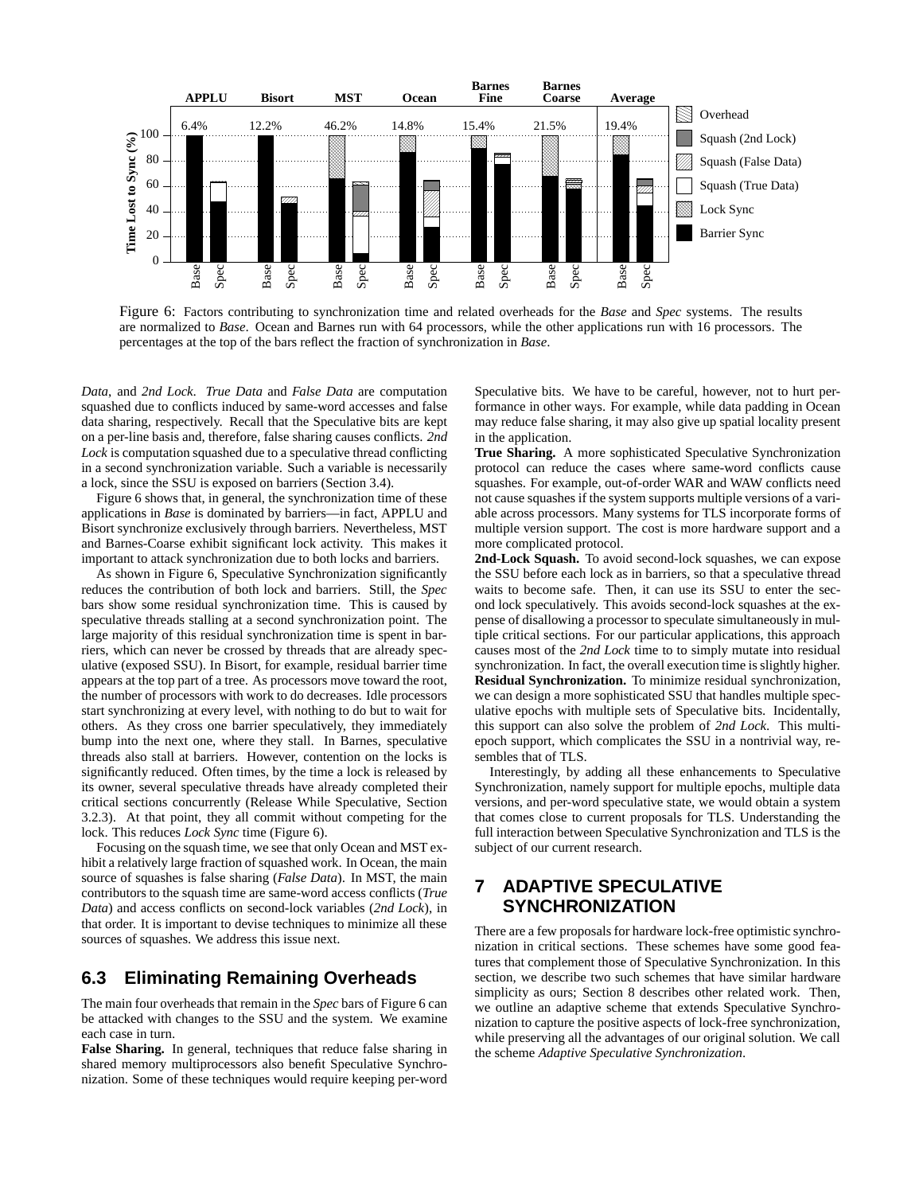APPLU Bisort MST Ocean Barnes Fine Barnes Coarse Average

6.4% 12.2% 46.2% 14.8% 15.4% 21.5% 19.4%

Time Lost to Sync (%)

0 20 40 60 80 100

Base Spec Base Spec Base Spec Base Spec Base Spec Base Spec Base Spec

Overhead
Squash (2nd Lock)
Squash (False Data)
Squash (True Data)
Lock Sync
Barrier Sync

Figure 6: Factors contributing to synchronization time and related overheads for the *Base* and *Spec* systems. The results are normalized to *Base*. Ocean and Barnes run with 64 processors, while the other applications run with 16 processors. The percentages at the top of the bars reflect the fraction of synchronization in *Base*.

*Data*, and *2nd Lock*. *True Data* and *False Data* are computation squashed due to conflicts induced by same-word accesses and false data sharing, respectively. Recall that the Speculative bits are kept on a per-line basis and, therefore, false sharing causes conflicts. *2nd Lock* is computation squashed due to a speculative thread conflicting in a second synchronization variable. Such a variable is necessarily a lock, since the SSU is exposed on barriers (Section 3.4).

Figure 6 shows that, in general, the synchronization time of these applications in *Base* is dominated by barriers—in fact, APPLU and Bisort synchronize exclusively through barriers. Nevertheless, MST and Barnes-Coarse exhibit significant lock activity. This makes it important to attack synchronization due to both locks and barriers.

As shown in Figure 6, Speculative Synchronization significantly reduces the contribution of both lock and barriers. Still, the *Spec* bars show some residual synchronization time. This is caused by speculative threads stalling at a second synchronization point. The large majority of this residual synchronization time is spent in barriers, which can never be crossed by threads that are already speculative (exposed SSU). In Bisort, for example, residual barrier time appears at the top part of a tree. As processors move toward the root, the number of processors with work to do decreases. Idle processors start synchronizing at every level, with nothing to do but to wait for others. As they cross one barrier speculatively, they immediately bump into the next one, where they stall. In Barnes, speculative threads also stall at barriers. However, contention on the locks is significantly reduced. Often times, by the time a lock is released by its owner, several speculative threads have already completed their critical sections concurrently (Release While Speculative, Section 3.2.3). At that point, they all commit without competing for the lock. This reduces *Lock Sync* time (Figure 6).

Focusing on the squash time, we see that only Ocean and MST exhibit a relatively large fraction of squashed work. In Ocean, the main source of squashes is false sharing (*False Data*). In MST, the main contributors to the squash time are same-word access conflicts (*True Data*) and access conflicts on second-lock variables (*2nd Lock*), in that order. It is important to devise techniques to minimize all these sources of squashes. We address this issue next.

## 6.3 Eliminating Remaining Overheads

The main four overheads that remain in the *Spec* bars of Figure 6 can be attacked with changes to the SSU and the system. We examine each case in turn.

**False Sharing.** In general, techniques that reduce false sharing in shared memory multiprocessors also benefit Speculative Synchronization. Some of these techniques would require keeping per-word Speculative bits. We have to be careful, however, not to hurt performance in other ways. For example, while data padding in Ocean may reduce false sharing, it may also give up spatial locality present in the application.

**True Sharing.** A more sophisticated Speculative Synchronization protocol can reduce the cases where same-word conflicts cause squashes. For example, out-of-order WAR and WAW conflicts need not cause squashes if the system supports multiple versions of a variable across processors. Many systems for TLS incorporate forms of multiple version support. The cost is more hardware support and a more complicated protocol.

**2nd-Lock Squash.** To avoid second-lock squashes, we can expose the SSU before each lock as in barriers, so that a speculative thread waits to become safe. Then, it can use its SSU to enter the second lock speculatively. This avoids second-lock squashes at the expense of disallowing a processor to speculate simultaneously in multiple critical sections. For our particular applications, this approach causes most of the *2nd Lock* time to to simply mutate into residual synchronization. In fact, the overall execution time is slightly higher.

**Residual Synchronization.** To minimize residual synchronization, we can design a more sophisticated SSU that handles multiple speculative epochs with multiple sets of Speculative bits. Incidentally, this support can also solve the problem of *2nd Lock*. This multi-epoch support, which complicates the SSU in a nontrivial way, resembles that of TLS.

Interestingly, by adding all these enhancements to Speculative Synchronization, namely support for multiple epochs, multiple data versions, and per-word speculative state, we would obtain a system that comes close to current proposals for TLS. Understanding the full interaction between Speculative Synchronization and TLS is the subject of our current research.

# 7 ADAPTIVE SPECULATIVE SYNCHRONIZATION

There are a few proposals for hardware lock-free optimistic synchronization in critical sections. These schemes have some good features that complement those of Speculative Synchronization. In this section, we describe two such schemes that have similar hardware simplicity as ours; Section 8 describes other related work. Then, we outline an adaptive scheme that extends Speculative Synchronization to capture the positive aspects of lock-free synchronization, while preserving all the advantages of our original solution. We call the scheme *Adaptive Speculative Synchronization*.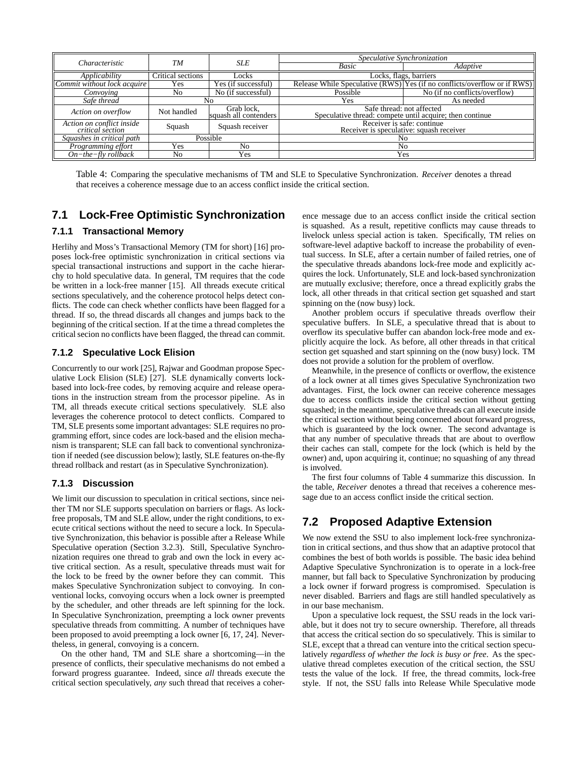| Characteristic | TM | SLE | Speculative Synchronization | |
|---|---|---|---|---|
| | | | Basic | Adaptive |
| *Applicability* | Critical sections | Locks | Locks, flags, barriers | |
| *Commit without lock acquire* | Yes | Yes (if successful) | Release While Speculative (RWS) | Yes (if no conflicts/overflow or if RWS) |
| *Convoying* | No | No (if successful) | Possible | No (if no conflicts/overflow) |
| *Safe thread* | No | | Yes | As needed |
| *Action on overflow* | Not handled | Grab lock, squash all contenders | Safe thread: not affected<br>Speculative thread: compete until acquire; then continue | |
| *Action on conflict inside critical section* | Squash | Squash receiver | Receiver is safe: continue<br>Receiver is speculative: squash receiver | |
| *Squashes in critical path* | Possible | | No | |
| *Programming effort* | Yes | No | No | |
| *On−the−fly rollback* | No | Yes | Yes | |

Table 4: Comparing the speculative mechanisms of TM and SLE to Speculative Synchronization. *Receiver* denotes a thread that receives a coherence message due to an access conflict inside the critical section.

## 7.1 Lock-Free Optimistic Synchronization

### 7.1.1 Transactional Memory

Herlihy and Moss's Transactional Memory (TM for short) [16] proposes lock-free optimistic synchronization in critical sections via special transactional instructions and support in the cache hierarchy to hold speculative data. In general, TM requires that the code be written in a lock-free manner [15]. All threads execute critical sections speculatively, and the coherence protocol helps detect conflicts. The code can check whether conflicts have been flagged for a thread. If so, the thread discards all changes and jumps back to the beginning of the critical section. If at the time a thread completes the critical secion no conflicts have been flagged, the thread can commit.

### 7.1.2 Speculative Lock Elision

Concurrently to our work [25], Rajwar and Goodman propose Speculative Lock Elision (SLE) [27]. SLE dynamically converts lock-based into lock-free codes, by removing acquire and release operations in the instruction stream from the processor pipeline. As in TM, all threads execute critical sections speculatively. SLE also leverages the coherence protocol to detect conflicts. Compared to TM, SLE presents some important advantages: SLE requires no programming effort, since codes are lock-based and the elision mechanism is transparent; SLE can fall back to conventional synchronization if needed (see discussion below); lastly, SLE features on-the-fly thread rollback and restart (as in Speculative Synchronization).

### 7.1.3 Discussion

We limit our discussion to speculation in critical sections, since neither TM nor SLE supports speculation on barriers or flags. As lock-free proposals, TM and SLE allow, under the right conditions, to execute critical sections without the need to secure a lock. In Speculative Synchronization, this behavior is possible after a Release While Speculative operation (Section 3.2.3). Still, Speculative Synchronization requires one thread to grab and own the lock in every active critical section. As a result, speculative threads must wait for the lock to be freed by the owner before they can commit. This makes Speculative Synchronization subject to convoying. In conventional locks, convoying occurs when a lock owner is preempted by the scheduler, and other threads are left spinning for the lock. In Speculative Synchronization, preempting a lock owner prevents speculative threads from committing. A number of techniques have been proposed to avoid preempting a lock owner [6, 17, 24]. Nevertheless, in general, convoying is a concern.

On the other hand, TM and SLE share a shortcoming—in the presence of conflicts, their speculative mechanisms do not embed a forward progress guarantee. Indeed, since *all* threads execute the critical section speculatively, *any* such thread that receives a coherence message due to an access conflict inside the critical section is squashed. As a result, repetitive conflicts may cause threads to livelock unless special action is taken. Specifically, TM relies on software-level adaptive backoff to increase the probability of eventual success. In SLE, after a certain number of failed retries, one of the speculative threads abandons lock-free mode and explicitly acquires the lock. Unfortunately, SLE and lock-based synchronization are mutually exclusive; therefore, once a thread explicitly grabs the lock, all other threads in that critical section get squashed and start spinning on the (now busy) lock.

Another problem occurs if speculative threads overflow their speculative buffers. In SLE, a speculative thread that is about to overflow its speculative buffer can abandon lock-free mode and explicitly acquire the lock. As before, all other threads in that critical section get squashed and start spinning on the (now busy) lock. TM does not provide a solution for the problem of overflow.

Meanwhile, in the presence of conflicts or overflow, the existence of a lock owner at all times gives Speculative Synchronization two advantages. First, the lock owner can receive coherence messages due to access conflicts inside the critical section without getting squashed; in the meantime, speculative threads can all execute inside the critical section without being concerned about forward progress, which is guaranteed by the lock owner. The second advantage is that any number of speculative threads that are about to overflow their caches can stall, compete for the lock (which is held by the owner) and, upon acquiring it, continue; no squashing of any thread is involved.

The first four columns of Table 4 summarize this discussion. In the table, *Receiver* denotes a thread that receives a coherence message due to an access conflict inside the critical section.

## 7.2 Proposed Adaptive Extension

We now extend the SSU to also implement lock-free synchronization in critical sections, and thus show that an adaptive protocol that combines the best of both worlds is possible. The basic idea behind Adaptive Speculative Synchronization is to operate in a lock-free manner, but fall back to Speculative Synchronization by producing a lock owner if forward progress is compromised. Speculation is never disabled. Barriers and flags are still handled speculatively as in our base mechanism.

Upon a speculative lock request, the SSU reads in the lock variable, but it does not try to secure ownership. Therefore, all threads that access the critical section do so speculatively. This is similar to SLE, except that a thread can venture into the critical section speculatively *regardless of whether the lock is busy or free*. As the speculative thread completes execution of the critical section, the SSU tests the value of the lock. If free, the thread commits, lock-free style. If not, the SSU falls into Release While Speculative mode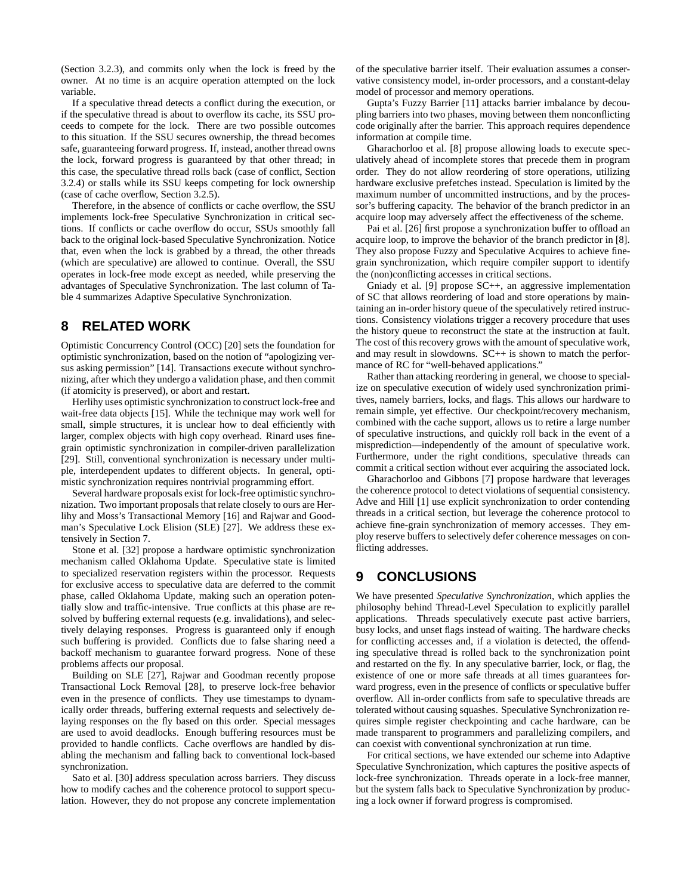(Section 3.2.3), and commits only when the lock is freed by the owner. At no time is an acquire operation attempted on the lock variable.

If a speculative thread detects a conflict during the execution, or if the speculative thread is about to overflow its cache, its SSU proceeds to compete for the lock. There are two possible outcomes to this situation. If the SSU secures ownership, the thread becomes safe, guaranteeing forward progress. If, instead, another thread owns the lock, forward progress is guaranteed by that other thread; in this case, the speculative thread rolls back (case of conflict, Section 3.2.4) or stalls while its SSU keeps competing for lock ownership (case of cache overflow, Section 3.2.5).

Therefore, in the absence of conflicts or cache overflow, the SSU implements lock-free Speculative Synchronization in critical sections. If conflicts or cache overflow do occur, SSUs smoothly fall back to the original lock-based Speculative Synchronization. Notice that, even when the lock is grabbed by a thread, the other threads (which are speculative) are allowed to continue. Overall, the SSU operates in lock-free mode except as needed, while preserving the advantages of Speculative Synchronization. The last column of Table 4 summarizes Adaptive Speculative Synchronization.

## 8 RELATED WORK

Optimistic Concurrency Control (OCC) [20] sets the foundation for optimistic synchronization, based on the notion of "apologizing versus asking permission" [14]. Transactions execute without synchronizing, after which they undergo a validation phase, and then commit (if atomicity is preserved), or abort and restart.

Herlihy uses optimistic synchronization to construct lock-free and wait-free data objects [15]. While the technique may work well for small, simple structures, it is unclear how to deal efficiently with larger, complex objects with high copy overhead. Rinard uses fine-grain optimistic synchronization in compiler-driven parallelization [29]. Still, conventional synchronization is necessary under multiple, interdependent updates to different objects. In general, optimistic synchronization requires nontrivial programming effort.

Several hardware proposals exist for lock-free optimistic synchronization. Two important proposals that relate closely to ours are Herlihy and Moss's Transactional Memory [16] and Rajwar and Goodman's Speculative Lock Elision (SLE) [27]. We address these extensively in Section 7.

Stone et al. [32] propose a hardware optimistic synchronization mechanism called Oklahoma Update. Speculative state is limited to specialized reservation registers within the processor. Requests for exclusive access to speculative data are deferred to the commit phase, called Oklahoma Update, making such an operation potentially slow and traffic-intensive. True conflicts at this phase are resolved by buffering external requests (e.g. invalidations), and selectively delaying responses. Progress is guaranteed only if enough such buffering is provided. Conflicts due to false sharing need a backoff mechanism to guarantee forward progress. None of these problems affects our proposal.

Building on SLE [27], Rajwar and Goodman recently propose Transactional Lock Removal [28], to preserve lock-free behavior even in the presence of conflicts. They use timestamps to dynamically order threads, buffering external requests and selectively delaying responses on the fly based on this order. Special messages are used to avoid deadlocks. Enough buffering resources must be provided to handle conflicts. Cache overflows are handled by disabling the mechanism and falling back to conventional lock-based synchronization.

Sato et al. [30] address speculation across barriers. They discuss how to modify caches and the coherence protocol to support speculation. However, they do not propose any concrete implementation of the speculative barrier itself. Their evaluation assumes a conservative consistency model, in-order processors, and a constant-delay model of processor and memory operations.

Gupta's Fuzzy Barrier [11] attacks barrier imbalance by decoupling barriers into two phases, moving between them nonconflicting code originally after the barrier. This approach requires dependence information at compile time.

Gharachorloo et al. [8] propose allowing loads to execute speculatively ahead of incomplete stores that precede them in program order. They do not allow reordering of store operations, utilizing hardware exclusive prefetches instead. Speculation is limited by the maximum number of uncommitted instructions, and by the processor's buffering capacity. The behavior of the branch predictor in an acquire loop may adversely affect the effectiveness of the scheme.

Pai et al. [26] first propose a synchronization buffer to offload an acquire loop, to improve the behavior of the branch predictor in [8]. They also propose Fuzzy and Speculative Acquires to achieve fine-grain synchronization, which require compiler support to identify the (non)conflicting accesses in critical sections.

Gniady et al. [9] propose SC++, an aggressive implementation of SC that allows reordering of load and store operations by maintaining an in-order history queue of the speculatively retired instructions. Consistency violations trigger a recovery procedure that uses the history queue to reconstruct the state at the instruction at fault. The cost of this recovery grows with the amount of speculative work, and may result in slowdowns. SC++ is shown to match the performance of RC for "well-behaved applications."

Rather than attacking reordering in general, we choose to specialize on speculative execution of widely used synchronization primitives, namely barriers, locks, and flags. This allows our hardware to remain simple, yet effective. Our checkpoint/recovery mechanism, combined with the cache support, allows us to retire a large number of speculative instructions, and quickly roll back in the event of a misprediction—independently of the amount of speculative work. Furthermore, under the right conditions, speculative threads can commit a critical section without ever acquiring the associated lock.

Gharachorloo and Gibbons [7] propose hardware that leverages the coherence protocol to detect violations of sequential consistency. Adve and Hill [1] use explicit synchronization to order contending threads in a critical section, but leverage the coherence protocol to achieve fine-grain synchronization of memory accesses. They employ reserve buffers to selectively defer coherence messages on conflicting addresses.

## 9 CONCLUSIONS

We have presented *Speculative Synchronization*, which applies the philosophy behind Thread-Level Speculation to explicitly parallel applications. Threads speculatively execute past active barriers, busy locks, and unset flags instead of waiting. The hardware checks for conflicting accesses and, if a violation is detected, the offending speculative thread is rolled back to the synchronization point and restarted on the fly. In any speculative barrier, lock, or flag, the existence of one or more safe threads at all times guarantees forward progress, even in the presence of conflicts or speculative buffer overflow. All in-order conflicts from safe to speculative threads are tolerated without causing squashes. Speculative Synchronization requires simple register checkpointing and cache hardware, can be made transparent to programmers and parallelizing compilers, and can coexist with conventional synchronization at run time.

For critical sections, we have extended our scheme into Adaptive Speculative Synchronization, which captures the positive aspects of lock-free synchronization. Threads operate in a lock-free manner, but the system falls back to Speculative Synchronization by producing a lock owner if forward progress is compromised.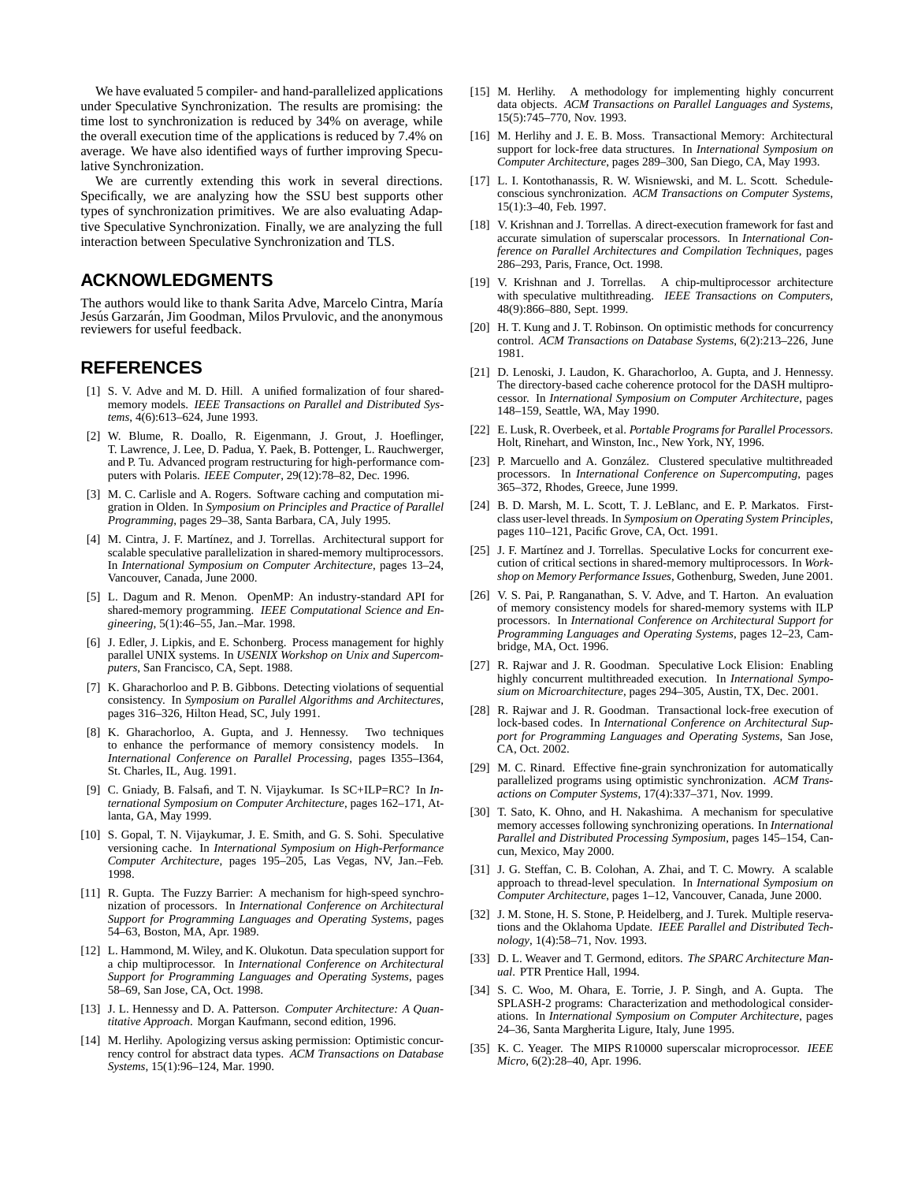We have evaluated 5 compiler- and hand-parallelized applications under Speculative Synchronization. The results are promising: the time lost to synchronization is reduced by 34% on average, while the overall execution time of the applications is reduced by 7.4% on average. We have also identified ways of further improving Speculative Synchronization.

We are currently extending this work in several directions. Specifically, we are analyzing how the SSU best supports other types of synchronization primitives. We are also evaluating Adaptive Speculative Synchronization. Finally, we are analyzing the full interaction between Speculative Synchronization and TLS.

## ACKNOWLEDGMENTS

The authors would like to thank Sarita Adve, Marcelo Cintra, María Jesús Garzarán, Jim Goodman, Milos Prvulovic, and the anonymous reviewers for useful feedback.

## REFERENCES

[1] S. V. Adve and M. D. Hill. A unified formalization of four shared-memory models. *IEEE Transactions on Parallel and Distributed Systems*, 4(6):613–624, June 1993.

[2] W. Blume, R. Doallo, R. Eigenmann, J. Grout, J. Hoeflinger, T. Lawrence, J. Lee, D. Padua, Y. Paek, B. Pottenger, L. Rauchwerger, and P. Tu. Advanced program restructuring for high-performance computers with Polaris. *IEEE Computer*, 29(12):78–82, Dec. 1996.

[3] M. C. Carlisle and A. Rogers. Software caching and computation migration in Olden. In *Symposium on Principles and Practice of Parallel Programming*, pages 29–38, Santa Barbara, CA, July 1995.

[4] M. Cintra, J. F. Martínez, and J. Torrellas. Architectural support for scalable speculative parallelization in shared-memory multiprocessors. In *International Symposium on Computer Architecture*, pages 13–24, Vancouver, Canada, June 2000.

[5] L. Dagum and R. Menon. OpenMP: An industry-standard API for shared-memory programming. *IEEE Computational Science and Engineering*, 5(1):46–55, Jan.–Mar. 1998.

[6] J. Edler, J. Lipkis, and E. Schonberg. Process management for highly parallel UNIX systems. In *USENIX Workshop on Unix and Supercomputers*, San Francisco, CA, Sept. 1988.

[7] K. Gharachorloo and P. B. Gibbons. Detecting violations of sequential consistency. In *Symposium on Parallel Algorithms and Architectures*, pages 316–326, Hilton Head, SC, July 1991.

[8] K. Gharachorloo, A. Gupta, and J. Hennessy. Two techniques to enhance the performance of memory consistency models. In *International Conference on Parallel Processing*, pages I355–I364, St. Charles, IL, Aug. 1991.

[9] C. Gniady, B. Falsafi, and T. N. Vijaykumar. Is SC+ILP=RC? In *International Symposium on Computer Architecture*, pages 162–171, Atlanta, GA, May 1999.

[10] S. Gopal, T. N. Vijaykumar, J. E. Smith, and G. S. Sohi. Speculative versioning cache. In *International Symposium on High-Performance Computer Architecture*, pages 195–205, Las Vegas, NV, Jan.–Feb. 1998.

[11] R. Gupta. The Fuzzy Barrier: A mechanism for high-speed synchronization of processors. In *International Conference on Architectural Support for Programming Languages and Operating Systems*, pages 54–63, Boston, MA, Apr. 1989.

[12] L. Hammond, M. Wiley, and K. Olukotun. Data speculation support for a chip multiprocessor. In *International Conference on Architectural Support for Programming Languages and Operating Systems*, pages 58–69, San Jose, CA, Oct. 1998.

[13] J. L. Hennessy and D. A. Patterson. *Computer Architecture: A Quantitative Approach*. Morgan Kaufmann, second edition, 1996.

[14] M. Herlihy. Apologizing versus asking permission: Optimistic concurrency control for abstract data types. *ACM Transactions on Database Systems*, 15(1):96–124, Mar. 1990.

[15] M. Herlihy. A methodology for implementing highly concurrent data objects. *ACM Transactions on Parallel Languages and Systems*, 15(5):745–770, Nov. 1993.

[16] M. Herlihy and J. E. B. Moss. Transactional Memory: Architectural support for lock-free data structures. In *International Symposium on Computer Architecture*, pages 289–300, San Diego, CA, May 1993.

[17] L. I. Kontothanassis, R. W. Wisniewski, and M. L. Scott. Schedule-conscious synchronization. *ACM Transactions on Computer Systems*, 15(1):3–40, Feb. 1997.

[18] V. Krishnan and J. Torrellas. A direct-execution framework for fast and accurate simulation of superscalar processors. In *International Conference on Parallel Architectures and Compilation Techniques*, pages 286–293, Paris, France, Oct. 1998.

[19] V. Krishnan and J. Torrellas. A chip-multiprocessor architecture with speculative multithreading. *IEEE Transactions on Computers*, 48(9):866–880, Sept. 1999.

[20] H. T. Kung and J. T. Robinson. On optimistic methods for concurrency control. *ACM Transactions on Database Systems*, 6(2):213–226, June 1981.

[21] D. Lenoski, J. Laudon, K. Gharachorloo, A. Gupta, and J. Hennessy. The directory-based cache coherence protocol for the DASH multiprocessor. In *International Symposium on Computer Architecture*, pages 148–159, Seattle, WA, May 1990.

[22] E. Lusk, R. Overbeek, et al. *Portable Programs for Parallel Processors*. Holt, Rinehart, and Winston, Inc., New York, NY, 1996.

[23] P. Marcuello and A. González. Clustered speculative multithreaded processors. In *International Conference on Supercomputing*, pages 365–372, Rhodes, Greece, June 1999.

[24] B. D. Marsh, M. L. Scott, T. J. LeBlanc, and E. P. Markatos. First-class user-level threads. In *Symposium on Operating System Principles*, pages 110–121, Pacific Grove, CA, Oct. 1991.

[25] J. F. Martínez and J. Torrellas. Speculative Locks for concurrent execution of critical sections in shared-memory multiprocessors. In *Workshop on Memory Performance Issues*, Gothenburg, Sweden, June 2001.

[26] V. S. Pai, P. Ranganathan, S. V. Adve, and T. Harton. An evaluation of memory consistency models for shared-memory systems with ILP processors. In *International Conference on Architectural Support for Programming Languages and Operating Systems*, pages 12–23, Cambridge, MA, Oct. 1996.

[27] R. Rajwar and J. R. Goodman. Speculative Lock Elision: Enabling highly concurrent multithreaded execution. In *International Symposium on Microarchitecture*, pages 294–305, Austin, TX, Dec. 2001.

[28] R. Rajwar and J. R. Goodman. Transactional lock-free execution of lock-based codes. In *International Conference on Architectural Support for Programming Languages and Operating Systems*, San Jose, CA, Oct. 2002.

[29] M. C. Rinard. Effective fine-grain synchronization for automatically parallelized programs using optimistic synchronization. *ACM Transactions on Computer Systems*, 17(4):337–371, Nov. 1999.

[30] T. Sato, K. Ohno, and H. Nakashima. A mechanism for speculative memory accesses following synchronizing operations. In *International Parallel and Distributed Processing Symposium*, pages 145–154, Cancun, Mexico, May 2000.

[31] J. G. Steffan, C. B. Colohan, A. Zhai, and T. C. Mowry. A scalable approach to thread-level speculation. In *International Symposium on Computer Architecture*, pages 1–12, Vancouver, Canada, June 2000.

[32] J. M. Stone, H. S. Stone, P. Heidelberg, and J. Turek. Multiple reservations and the Oklahoma Update. *IEEE Parallel and Distributed Technology*, 1(4):58–71, Nov. 1993.

[33] D. L. Weaver and T. Germond, editors. *The SPARC Architecture Manual*. PTR Prentice Hall, 1994.

[34] S. C. Woo, M. Ohara, E. Torrie, J. P. Singh, and A. Gupta. The SPLASH-2 programs: Characterization and methodological considerations. In *International Symposium on Computer Architecture*, pages 24–36, Santa Margherita Ligure, Italy, June 1995.

[35] K. C. Yeager. The MIPS R10000 superscalar microprocessor. *IEEE Micro*, 6(2):28–40, Apr. 1996.